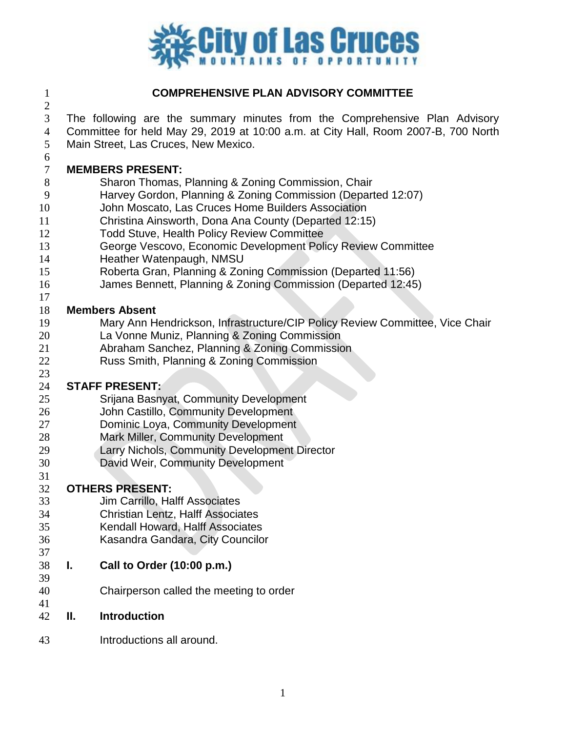# COMPREHENSIVE PLAN ADVISORY COMMITTEE

The following are the summary minutes from the Comprehensive Plan Advisory Committee for held May 29, 2019 at 10:00 a.m. at City Hall, Room 2007-B, 700 North Main Street, Las Cruces, New Mexico.

**MEMBERS PRESENT:**

- Sharon Thomas, Planning & Zoning Commission, Chair
- Harvey Gordon, Planning & Zoning Commission (Departed 12:07)
- John Moscato, Las Cruces Home Builders Association
- Christina Ainsworth, Dona Ana County (Departed 12:15)
- Todd Stuve, Health Policy Review Committee
- George Vescovo, Economic Development Policy Review Committee
- Heather Watenpaugh, NMSU
- Roberta Gran, Planning & Zoning Commission (Departed 11:56)
- James Bennett, Planning & Zoning Commission (Departed 12:45)

**Members Absent**

- Mary Ann Hendrickson, Infrastructure/CIP Policy Review Committee, Vice Chair
- La Vonne Muniz, Planning & Zoning Commission
- Abraham Sanchez, Planning & Zoning Commission
- Russ Smith, Planning & Zoning Commission

**STAFF PRESENT:**

- Srijana Basnyat, Community Development
- John Castillo, Community Development
- Dominic Loya, Community Development
- Mark Miller, Community Development
- Larry Nichols, Community Development Director
- David Weir, Community Development

**OTHERS PRESENT:**

- Jim Carrillo, Halff Associates
- Christian Lentz, Halff Associates
- Kendall Howard, Halff Associates
- Kasandra Gandara, City Councilor

## I. Call to Order (10:00 p.m.)

Chairperson called the meeting to order

## II. Introduction

Introductions all around.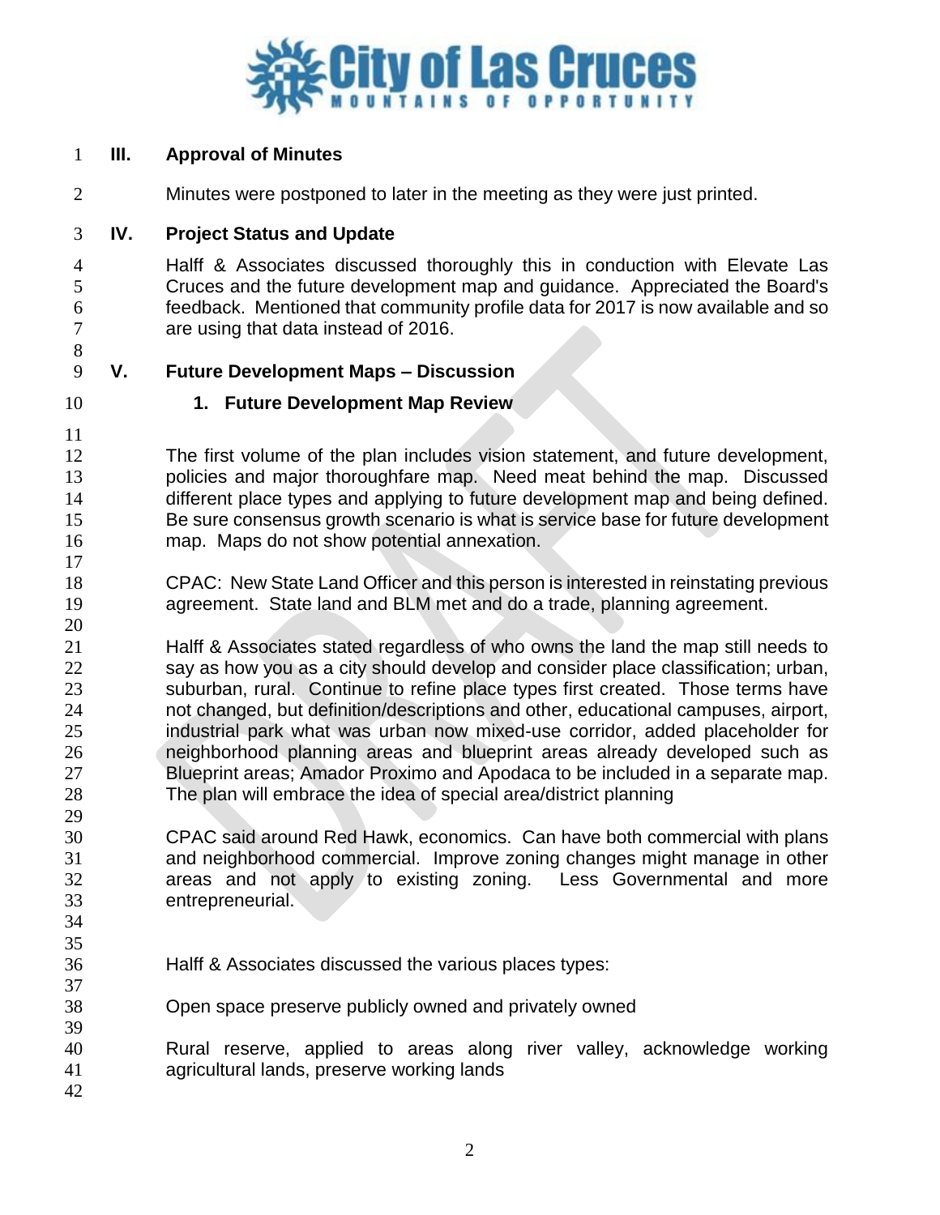## III. Approval of Minutes

Minutes were postponed to later in the meeting as they were just printed.

## IV. Project Status and Update

Halff & Associates discussed thoroughly this in conduction with Elevate Las Cruces and the future development map and guidance. Appreciated the Board's feedback. Mentioned that community profile data for 2017 is now available and so are using that data instead of 2016.

## V. Future Development Maps – Discussion

### 1. Future Development Map Review

The first volume of the plan includes vision statement, and future development, policies and major thoroughfare map. Need meat behind the map. Discussed different place types and applying to future development map and being defined. Be sure consensus growth scenario is what is service base for future development map. Maps do not show potential annexation.

CPAC: New State Land Officer and this person is interested in reinstating previous agreement. State land and BLM met and do a trade, planning agreement.

Halff & Associates stated regardless of who owns the land the map still needs to say as how you as a city should develop and consider place classification; urban, suburban, rural. Continue to refine place types first created. Those terms have not changed, but definition/descriptions and other, educational campuses, airport, industrial park what was urban now mixed-use corridor, added placeholder for neighborhood planning areas and blueprint areas already developed such as Blueprint areas; Amador Proximo and Apodaca to be included in a separate map. The plan will embrace the idea of special area/district planning

CPAC said around Red Hawk, economics. Can have both commercial with plans and neighborhood commercial. Improve zoning changes might manage in other areas and not apply to existing zoning. Less Governmental and more entrepreneurial.

Halff & Associates discussed the various places types:

Open space preserve publicly owned and privately owned

Rural reserve, applied to areas along river valley, acknowledge working agricultural lands, preserve working lands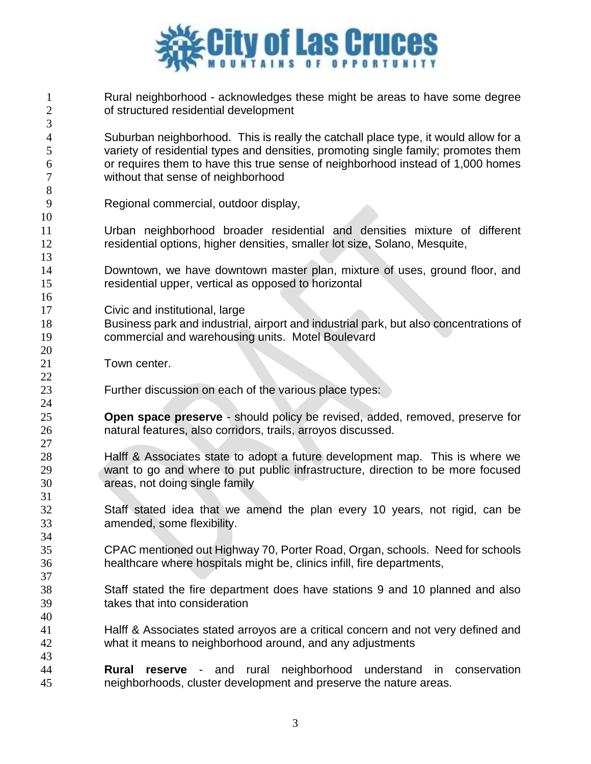Rural neighborhood - acknowledges these might be areas to have some degree of structured residential development

Suburban neighborhood. This is really the catchall place type, it would allow for a variety of residential types and densities, promoting single family; promotes them or requires them to have this true sense of neighborhood instead of 1,000 homes without that sense of neighborhood

Regional commercial, outdoor display,

Urban neighborhood broader residential and densities mixture of different residential options, higher densities, smaller lot size, Solano, Mesquite,

Downtown, we have downtown master plan, mixture of uses, ground floor, and residential upper, vertical as opposed to horizontal

Civic and institutional, large
Business park and industrial, airport and industrial park, but also concentrations of commercial and warehousing units. Motel Boulevard

Town center.

Further discussion on each of the various place types:

**Open space preserve** - should policy be revised, added, removed, preserve for natural features, also corridors, trails, arroyos discussed.

Halff & Associates state to adopt a future development map. This is where we want to go and where to put public infrastructure, direction to be more focused areas, not doing single family

Staff stated idea that we amend the plan every 10 years, not rigid, can be amended, some flexibility.

CPAC mentioned out Highway 70, Porter Road, Organ, schools. Need for schools healthcare where hospitals might be, clinics infill, fire departments,

Staff stated the fire department does have stations 9 and 10 planned and also takes that into consideration

Halff & Associates stated arroyos are a critical concern and not very defined and what it means to neighborhood around, and any adjustments

**Rural reserve** - and rural neighborhood understand in conservation neighborhoods, cluster development and preserve the nature areas.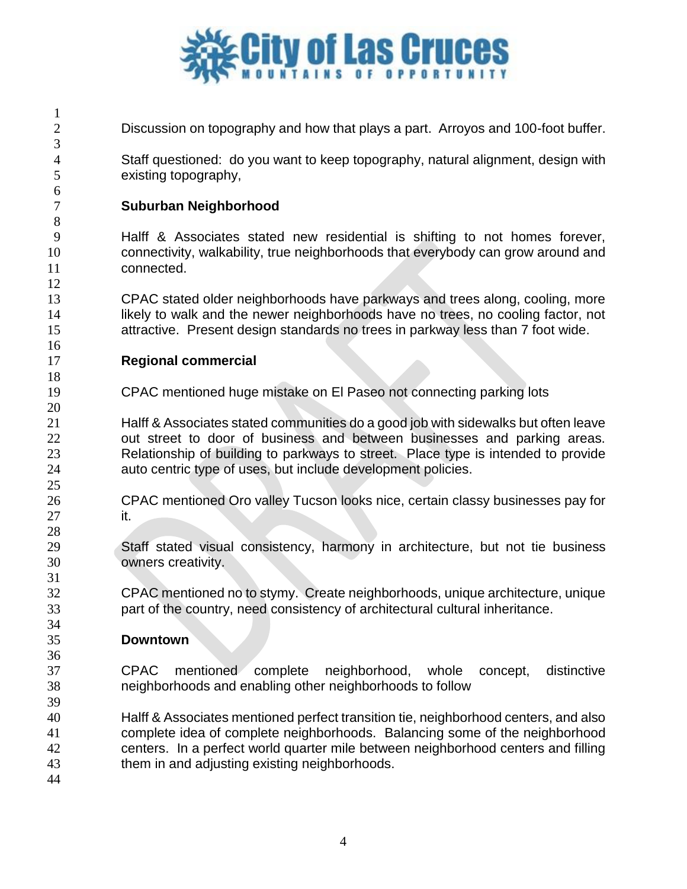Discussion on topography and how that plays a part. Arroyos and 100-foot buffer.

Staff questioned: do you want to keep topography, natural alignment, design with existing topography,

**Suburban Neighborhood**

Halff & Associates stated new residential is shifting to not homes forever, connectivity, walkability, true neighborhoods that everybody can grow around and connected.

CPAC stated older neighborhoods have parkways and trees along, cooling, more likely to walk and the newer neighborhoods have no trees, no cooling factor, not attractive. Present design standards no trees in parkway less than 7 foot wide.

**Regional commercial**

CPAC mentioned huge mistake on El Paseo not connecting parking lots

Halff & Associates stated communities do a good job with sidewalks but often leave out street to door of business and between businesses and parking areas. Relationship of building to parkways to street. Place type is intended to provide auto centric type of uses, but include development policies.

CPAC mentioned Oro valley Tucson looks nice, certain classy businesses pay for it.

Staff stated visual consistency, harmony in architecture, but not tie business owners creativity.

CPAC mentioned no to stymy. Create neighborhoods, unique architecture, unique part of the country, need consistency of architectural cultural inheritance.

**Downtown**

CPAC mentioned complete neighborhood, whole concept, distinctive neighborhoods and enabling other neighborhoods to follow

Halff & Associates mentioned perfect transition tie, neighborhood centers, and also complete idea of complete neighborhoods. Balancing some of the neighborhood centers. In a perfect world quarter mile between neighborhood centers and filling them in and adjusting existing neighborhoods.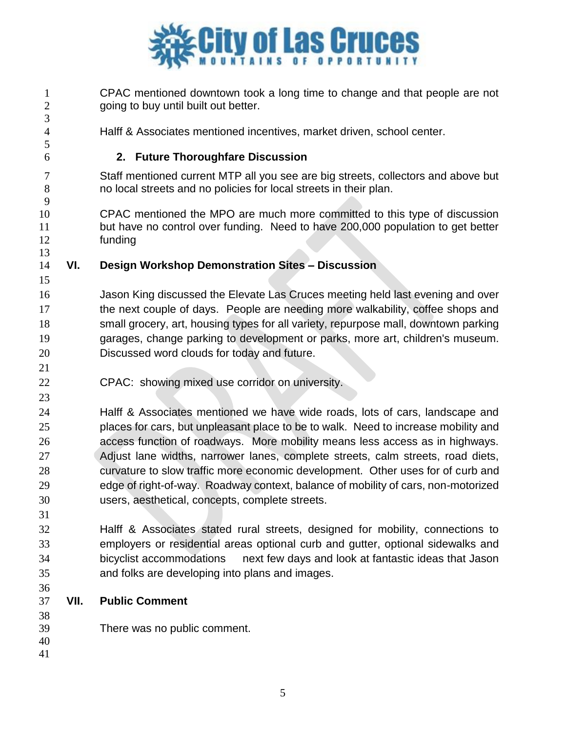CPAC mentioned downtown took a long time to change and that people are not going to buy until built out better.

Halff & Associates mentioned incentives, market driven, school center.

**2. Future Thoroughfare Discussion**

Staff mentioned current MTP all you see are big streets, collectors and above but no local streets and no policies for local streets in their plan.

CPAC mentioned the MPO are much more committed to this type of discussion but have no control over funding. Need to have 200,000 population to get better funding

## VI. Design Workshop Demonstration Sites – Discussion

Jason King discussed the Elevate Las Cruces meeting held last evening and over the next couple of days. People are needing more walkability, coffee shops and small grocery, art, housing types for all variety, repurpose mall, downtown parking garages, change parking to development or parks, more art, children's museum. Discussed word clouds for today and future.

CPAC: showing mixed use corridor on university.

Halff & Associates mentioned we have wide roads, lots of cars, landscape and places for cars, but unpleasant place to be to walk. Need to increase mobility and access function of roadways. More mobility means less access as in highways. Adjust lane widths, narrower lanes, complete streets, calm streets, road diets, curvature to slow traffic more economic development. Other uses for of curb and edge of right-of-way. Roadway context, balance of mobility of cars, non-motorized users, aesthetical, concepts, complete streets.

Halff & Associates stated rural streets, designed for mobility, connections to employers or residential areas optional curb and gutter, optional sidewalks and bicyclist accommodations next few days and look at fantastic ideas that Jason and folks are developing into plans and images.

## VII. Public Comment

There was no public comment.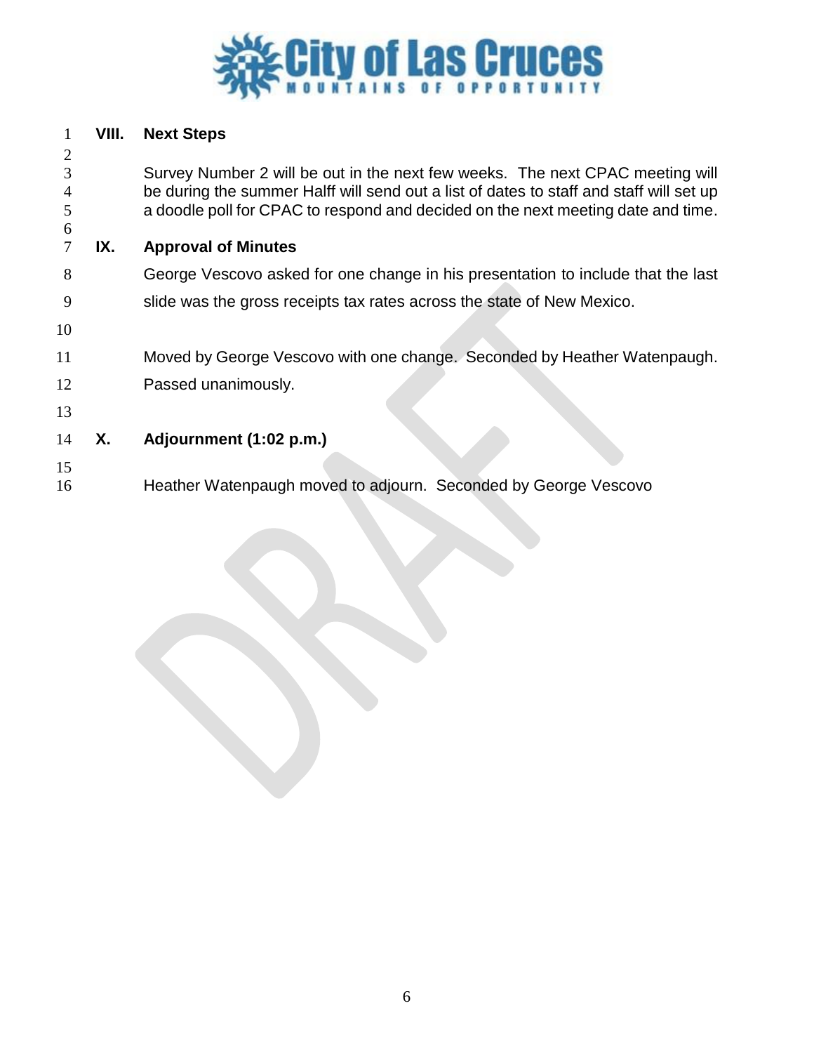## VIII. Next Steps

Survey Number 2 will be out in the next few weeks. The next CPAC meeting will be during the summer Halff will send out a list of dates to staff and staff will set up a doodle poll for CPAC to respond and decided on the next meeting date and time.

## IX. Approval of Minutes

George Vescovo asked for one change in his presentation to include that the last slide was the gross receipts tax rates across the state of New Mexico.

Moved by George Vescovo with one change. Seconded by Heather Watenpaugh. Passed unanimously.

## X. Adjournment (1:02 p.m.)

Heather Watenpaugh moved to adjourn. Seconded by George Vescovo